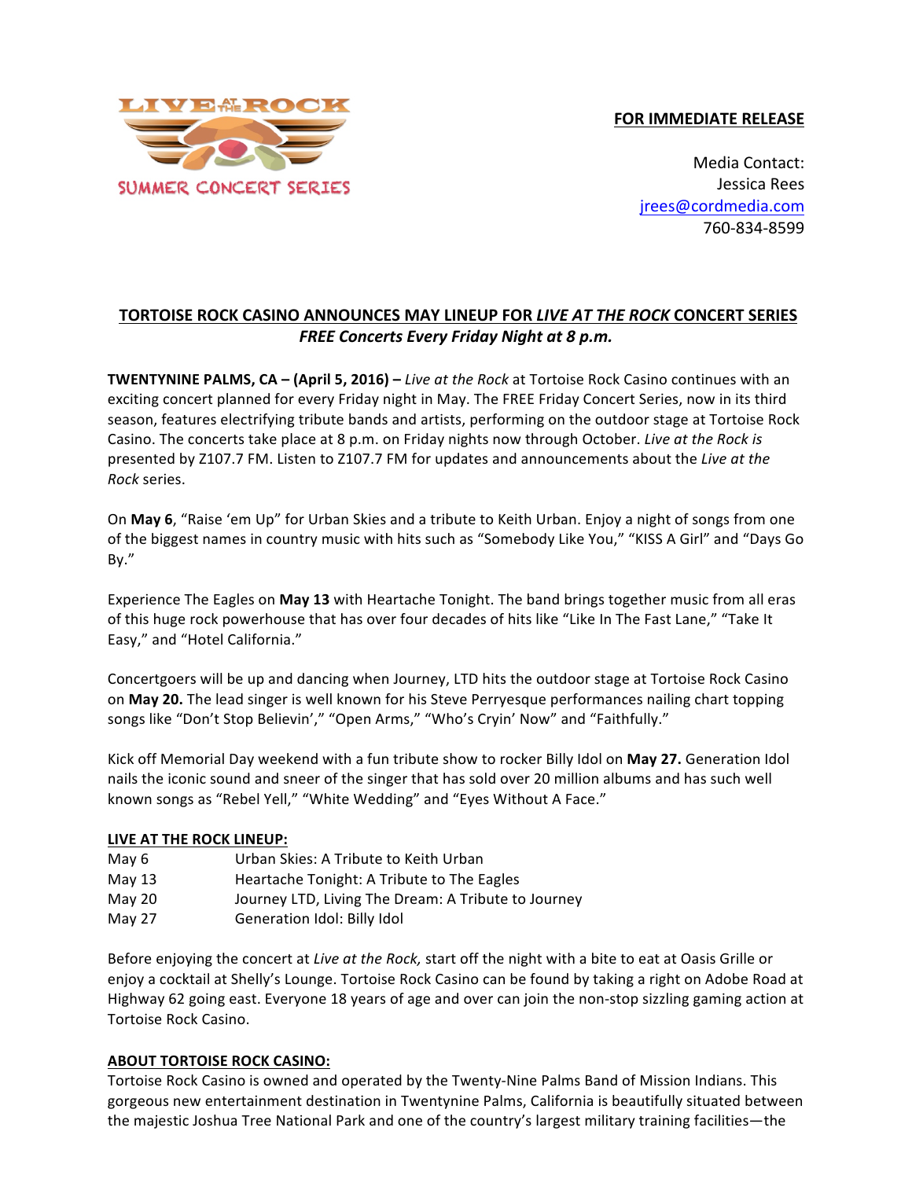LIVE AT THE ROCK
SUMMER CONCERT SERIES

**FOR IMMEDIATE RELEASE**

Media Contact:
Jessica Rees
jrees@cordmedia.com
760-834-8599

## TORTOISE ROCK CASINO ANNOUNCES MAY LINEUP FOR *LIVE AT THE ROCK* CONCERT SERIES

***FREE Concerts Every Friday Night at 8 p.m.***

**TWENTYNINE PALMS, CA – (April 5, 2016) –** *Live at the Rock* at Tortoise Rock Casino continues with an exciting concert planned for every Friday night in May. The FREE Friday Concert Series, now in its third season, features electrifying tribute bands and artists, performing on the outdoor stage at Tortoise Rock Casino. The concerts take place at 8 p.m. on Friday nights now through October. *Live at the Rock is* presented by Z107.7 FM. Listen to Z107.7 FM for updates and announcements about the *Live at the Rock* series.

On **May 6**, "Raise 'em Up" for Urban Skies and a tribute to Keith Urban. Enjoy a night of songs from one of the biggest names in country music with hits such as "Somebody Like You," "KISS A Girl" and "Days Go By."

Experience The Eagles on **May 13** with Heartache Tonight. The band brings together music from all eras of this huge rock powerhouse that has over four decades of hits like "Like In The Fast Lane," "Take It Easy," and "Hotel California."

Concertgoers will be up and dancing when Journey, LTD hits the outdoor stage at Tortoise Rock Casino on **May 20.** The lead singer is well known for his Steve Perryesque performances nailing chart topping songs like "Don't Stop Believin'," "Open Arms," "Who's Cryin' Now" and "Faithfully."

Kick off Memorial Day weekend with a fun tribute show to rocker Billy Idol on **May 27.** Generation Idol nails the iconic sound and sneer of the singer that has sold over 20 million albums and has such well known songs as "Rebel Yell," "White Wedding" and "Eyes Without A Face."

**LIVE AT THE ROCK LINEUP:**

| | |
|---|---|
| May 6 | Urban Skies: A Tribute to Keith Urban |
| May 13 | Heartache Tonight: A Tribute to The Eagles |
| May 20 | Journey LTD, Living The Dream: A Tribute to Journey |
| May 27 | Generation Idol: Billy Idol |

Before enjoying the concert at *Live at the Rock,* start off the night with a bite to eat at Oasis Grille or enjoy a cocktail at Shelly's Lounge. Tortoise Rock Casino can be found by taking a right on Adobe Road at Highway 62 going east. Everyone 18 years of age and over can join the non-stop sizzling gaming action at Tortoise Rock Casino.

**ABOUT TORTOISE ROCK CASINO:**

Tortoise Rock Casino is owned and operated by the Twenty-Nine Palms Band of Mission Indians. This gorgeous new entertainment destination in Twentynine Palms, California is beautifully situated between the majestic Joshua Tree National Park and one of the country's largest military training facilities—the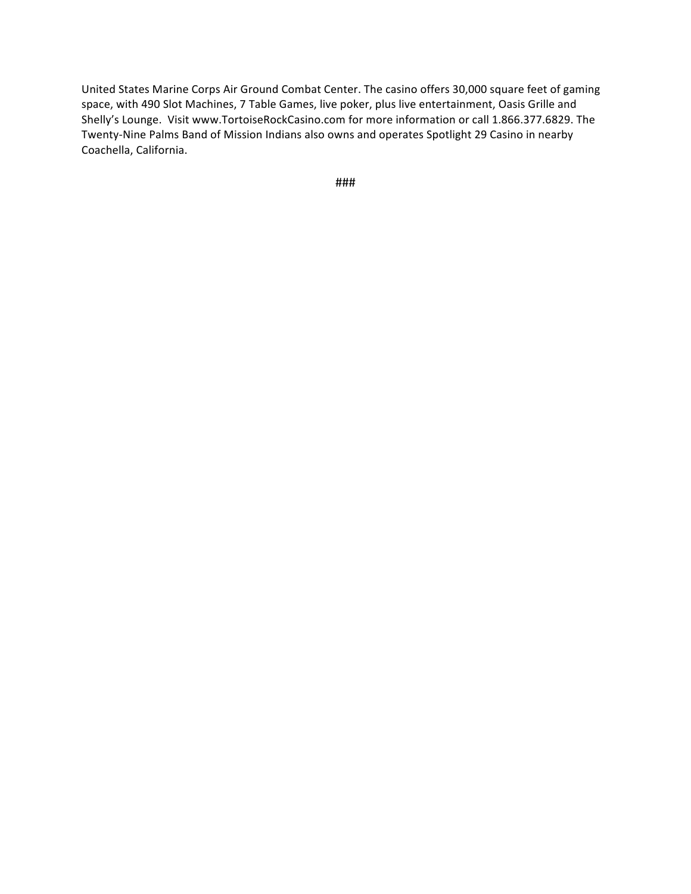United States Marine Corps Air Ground Combat Center. The casino offers 30,000 square feet of gaming space, with 490 Slot Machines, 7 Table Games, live poker, plus live entertainment, Oasis Grille and Shelly's Lounge. Visit www.TortoiseRockCasino.com for more information or call 1.866.377.6829. The Twenty-Nine Palms Band of Mission Indians also owns and operates Spotlight 29 Casino in nearby Coachella, California.

###